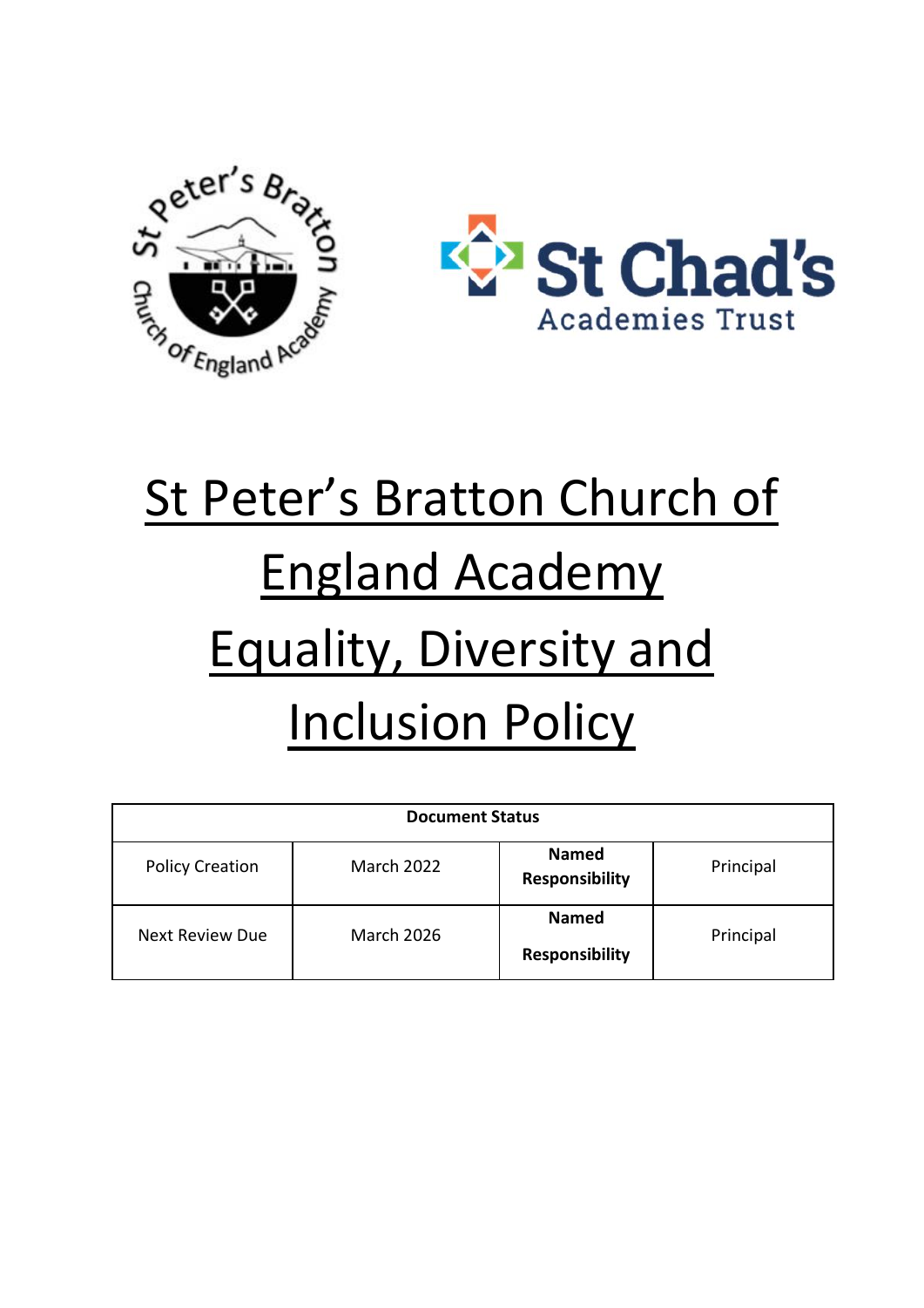# St Peter's Bratton Church of England Academy Equality, Diversity and Inclusion Policy

| Document Status | | | |
|---|---|---|---|
| Policy Creation | March 2022 | **Named Responsibility** | Principal |
| Next Review Due | March 2026 | **Named Responsibility** | Principal |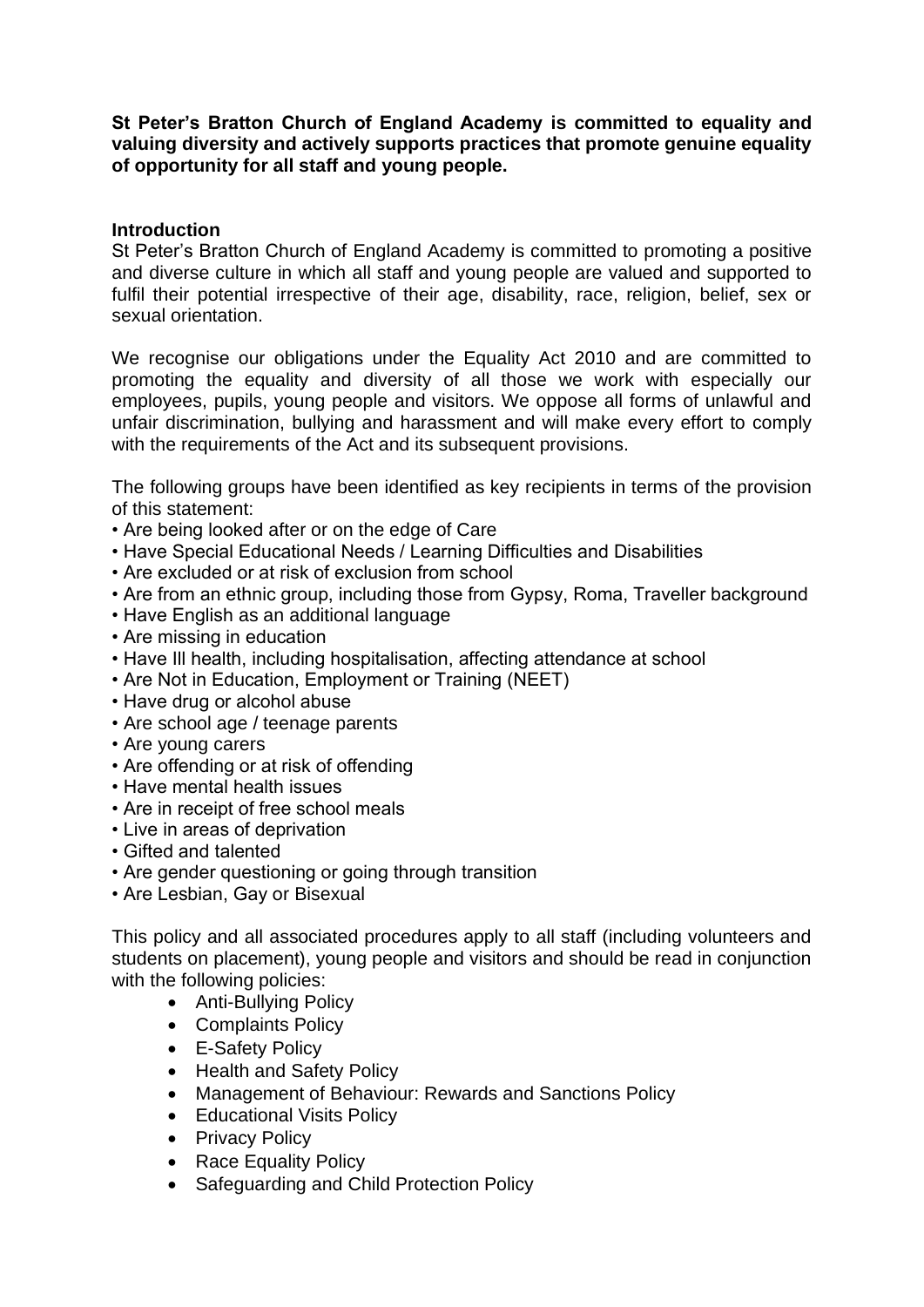**St Peter's Bratton Church of England Academy is committed to equality and valuing diversity and actively supports practices that promote genuine equality of opportunity for all staff and young people.**

**Introduction**

St Peter's Bratton Church of England Academy is committed to promoting a positive and diverse culture in which all staff and young people are valued and supported to fulfil their potential irrespective of their age, disability, race, religion, belief, sex or sexual orientation.

We recognise our obligations under the Equality Act 2010 and are committed to promoting the equality and diversity of all those we work with especially our employees, pupils, young people and visitors. We oppose all forms of unlawful and unfair discrimination, bullying and harassment and will make every effort to comply with the requirements of the Act and its subsequent provisions.

The following groups have been identified as key recipients in terms of the provision of this statement:

- Are being looked after or on the edge of Care
- Have Special Educational Needs / Learning Difficulties and Disabilities
- Are excluded or at risk of exclusion from school
- Are from an ethnic group, including those from Gypsy, Roma, Traveller background
- Have English as an additional language
- Are missing in education
- Have Ill health, including hospitalisation, affecting attendance at school
- Are Not in Education, Employment or Training (NEET)
- Have drug or alcohol abuse
- Are school age / teenage parents
- Are young carers
- Are offending or at risk of offending
- Have mental health issues
- Are in receipt of free school meals
- Live in areas of deprivation
- Gifted and talented
- Are gender questioning or going through transition
- Are Lesbian, Gay or Bisexual

This policy and all associated procedures apply to all staff (including volunteers and students on placement), young people and visitors and should be read in conjunction with the following policies:

- Anti-Bullying Policy
- Complaints Policy
- E-Safety Policy
- Health and Safety Policy
- Management of Behaviour: Rewards and Sanctions Policy
- Educational Visits Policy
- Privacy Policy
- Race Equality Policy
- Safeguarding and Child Protection Policy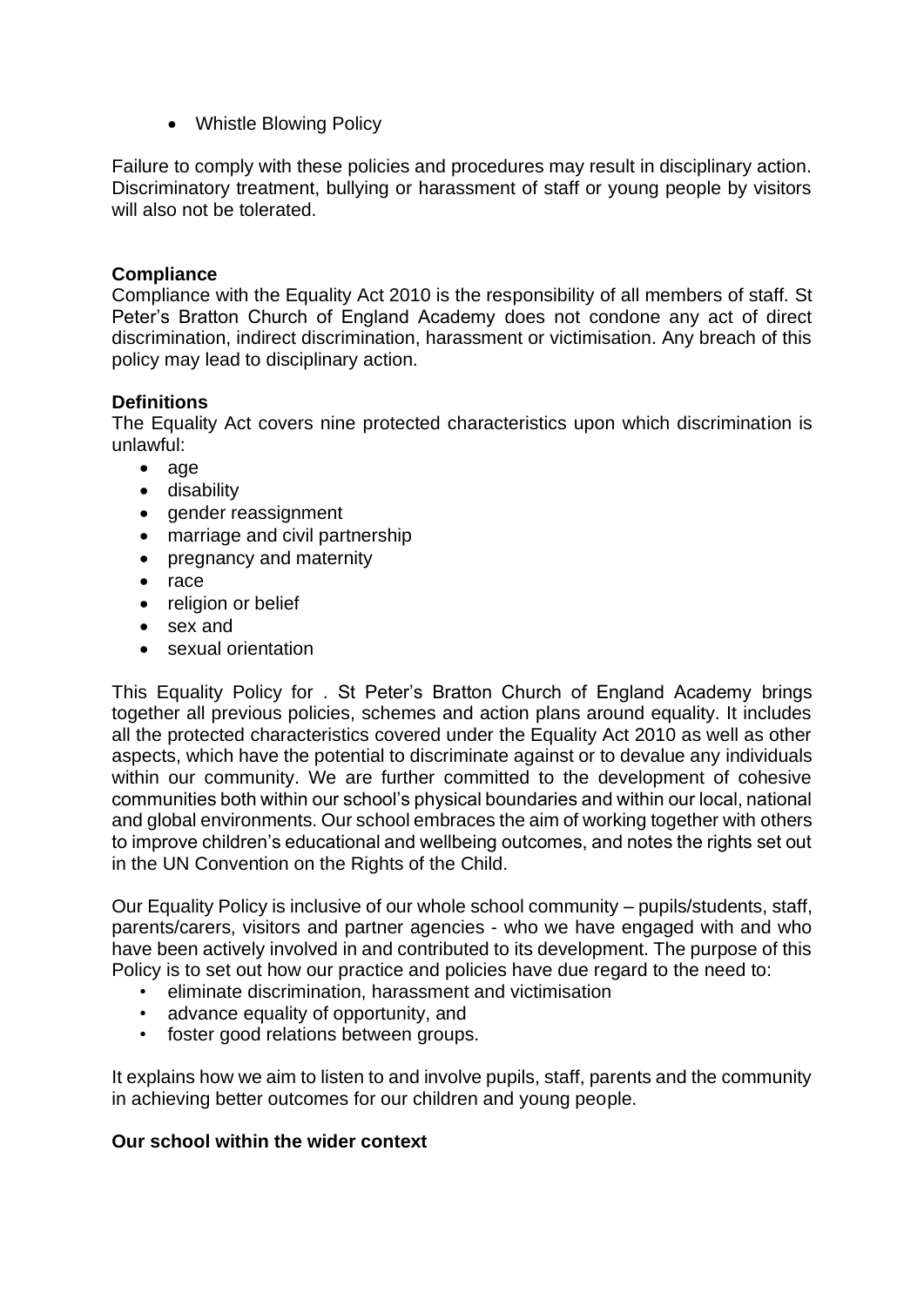- Whistle Blowing Policy

Failure to comply with these policies and procedures may result in disciplinary action. Discriminatory treatment, bullying or harassment of staff or young people by visitors will also not be tolerated.

**Compliance**

Compliance with the Equality Act 2010 is the responsibility of all members of staff. St Peter's Bratton Church of England Academy does not condone any act of direct discrimination, indirect discrimination, harassment or victimisation. Any breach of this policy may lead to disciplinary action.

**Definitions**

The Equality Act covers nine protected characteristics upon which discrimination is unlawful:

- age
- disability
- gender reassignment
- marriage and civil partnership
- pregnancy and maternity
- race
- religion or belief
- sex and
- sexual orientation

This Equality Policy for . St Peter's Bratton Church of England Academy brings together all previous policies, schemes and action plans around equality. It includes all the protected characteristics covered under the Equality Act 2010 as well as other aspects, which have the potential to discriminate against or to devalue any individuals within our community. We are further committed to the development of cohesive communities both within our school's physical boundaries and within our local, national and global environments. Our school embraces the aim of working together with others to improve children's educational and wellbeing outcomes, and notes the rights set out in the UN Convention on the Rights of the Child.

Our Equality Policy is inclusive of our whole school community – pupils/students, staff, parents/carers, visitors and partner agencies - who we have engaged with and who have been actively involved in and contributed to its development. The purpose of this Policy is to set out how our practice and policies have due regard to the need to:

- eliminate discrimination, harassment and victimisation
- advance equality of opportunity, and
- foster good relations between groups.

It explains how we aim to listen to and involve pupils, staff, parents and the community in achieving better outcomes for our children and young people.

**Our school within the wider context**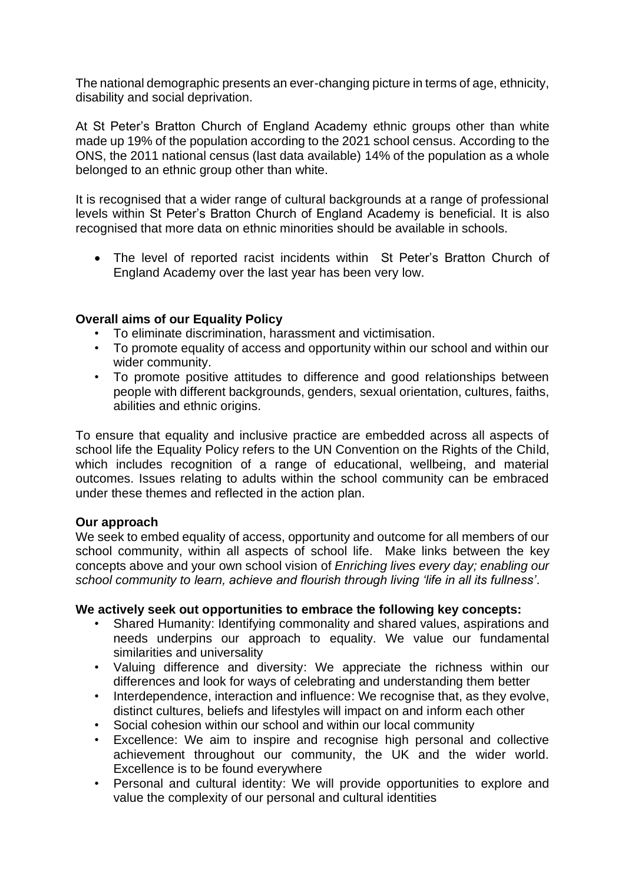The national demographic presents an ever-changing picture in terms of age, ethnicity, disability and social deprivation.

At St Peter's Bratton Church of England Academy ethnic groups other than white made up 19% of the population according to the 2021 school census. According to the ONS, the 2011 national census (last data available) 14% of the population as a whole belonged to an ethnic group other than white.

It is recognised that a wider range of cultural backgrounds at a range of professional levels within St Peter's Bratton Church of England Academy is beneficial. It is also recognised that more data on ethnic minorities should be available in schools.

- The level of reported racist incidents within St Peter's Bratton Church of England Academy over the last year has been very low.

**Overall aims of our Equality Policy**

- To eliminate discrimination, harassment and victimisation.
- To promote equality of access and opportunity within our school and within our wider community.
- To promote positive attitudes to difference and good relationships between people with different backgrounds, genders, sexual orientation, cultures, faiths, abilities and ethnic origins.

To ensure that equality and inclusive practice are embedded across all aspects of school life the Equality Policy refers to the UN Convention on the Rights of the Child, which includes recognition of a range of educational, wellbeing, and material outcomes. Issues relating to adults within the school community can be embraced under these themes and reflected in the action plan.

**Our approach**

We seek to embed equality of access, opportunity and outcome for all members of our school community, within all aspects of school life. Make links between the key concepts above and your own school vision of *Enriching lives every day; enabling our school community to learn, achieve and flourish through living 'life in all its fullness'*.

**We actively seek out opportunities to embrace the following key concepts:**

- Shared Humanity: Identifying commonality and shared values, aspirations and needs underpins our approach to equality. We value our fundamental similarities and universality
- Valuing difference and diversity: We appreciate the richness within our differences and look for ways of celebrating and understanding them better
- Interdependence, interaction and influence: We recognise that, as they evolve, distinct cultures, beliefs and lifestyles will impact on and inform each other
- Social cohesion within our school and within our local community
- Excellence: We aim to inspire and recognise high personal and collective achievement throughout our community, the UK and the wider world. Excellence is to be found everywhere
- Personal and cultural identity: We will provide opportunities to explore and value the complexity of our personal and cultural identities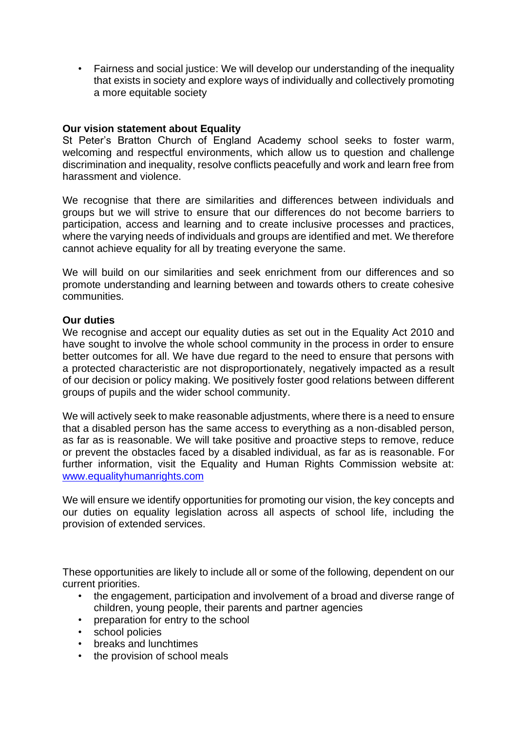- Fairness and social justice: We will develop our understanding of the inequality that exists in society and explore ways of individually and collectively promoting a more equitable society

**Our vision statement about Equality**

St Peter's Bratton Church of England Academy school seeks to foster warm, welcoming and respectful environments, which allow us to question and challenge discrimination and inequality, resolve conflicts peacefully and work and learn free from harassment and violence.

We recognise that there are similarities and differences between individuals and groups but we will strive to ensure that our differences do not become barriers to participation, access and learning and to create inclusive processes and practices, where the varying needs of individuals and groups are identified and met. We therefore cannot achieve equality for all by treating everyone the same.

We will build on our similarities and seek enrichment from our differences and so promote understanding and learning between and towards others to create cohesive communities.

**Our duties**

We recognise and accept our equality duties as set out in the Equality Act 2010 and have sought to involve the whole school community in the process in order to ensure better outcomes for all. We have due regard to the need to ensure that persons with a protected characteristic are not disproportionately, negatively impacted as a result of our decision or policy making. We positively foster good relations between different groups of pupils and the wider school community.

We will actively seek to make reasonable adjustments, where there is a need to ensure that a disabled person has the same access to everything as a non-disabled person, as far as is reasonable. We will take positive and proactive steps to remove, reduce or prevent the obstacles faced by a disabled individual, as far as is reasonable. For further information, visit the Equality and Human Rights Commission website at: [www.equalityhumanrights.com](http://www.equalityhumanrights.com)

We will ensure we identify opportunities for promoting our vision, the key concepts and our duties on equality legislation across all aspects of school life, including the provision of extended services.

These opportunities are likely to include all or some of the following, dependent on our current priorities.

- the engagement, participation and involvement of a broad and diverse range of children, young people, their parents and partner agencies
- preparation for entry to the school
- school policies
- breaks and lunchtimes
- the provision of school meals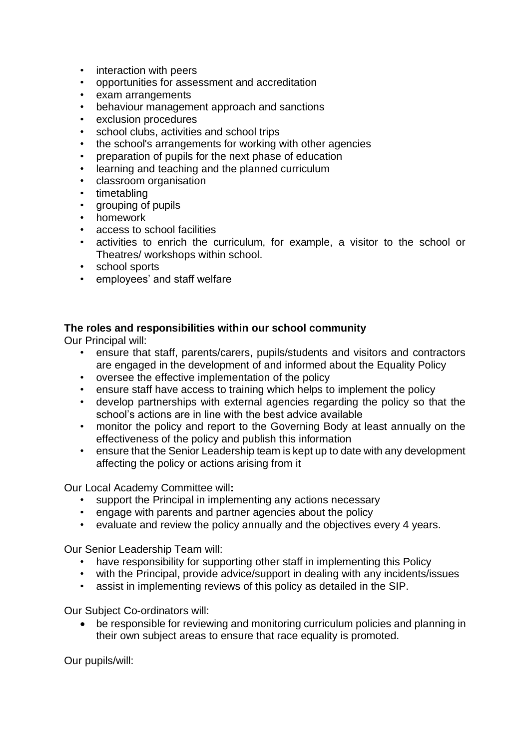- interaction with peers
- opportunities for assessment and accreditation
- exam arrangements
- behaviour management approach and sanctions
- exclusion procedures
- school clubs, activities and school trips
- the school's arrangements for working with other agencies
- preparation of pupils for the next phase of education
- learning and teaching and the planned curriculum
- classroom organisation
- timetabling
- grouping of pupils
- homework
- access to school facilities
- activities to enrich the curriculum, for example, a visitor to the school or Theatres/ workshops within school.
- school sports
- employees' and staff welfare

**The roles and responsibilities within our school community**

Our Principal will:

- ensure that staff, parents/carers, pupils/students and visitors and contractors are engaged in the development of and informed about the Equality Policy
- oversee the effective implementation of the policy
- ensure staff have access to training which helps to implement the policy
- develop partnerships with external agencies regarding the policy so that the school's actions are in line with the best advice available
- monitor the policy and report to the Governing Body at least annually on the effectiveness of the policy and publish this information
- ensure that the Senior Leadership team is kept up to date with any development affecting the policy or actions arising from it

Our Local Academy Committee will**:**

- support the Principal in implementing any actions necessary
- engage with parents and partner agencies about the policy
- evaluate and review the policy annually and the objectives every 4 years.

Our Senior Leadership Team will:

- have responsibility for supporting other staff in implementing this Policy
- with the Principal, provide advice/support in dealing with any incidents/issues
- assist in implementing reviews of this policy as detailed in the SIP.

Our Subject Co-ordinators will:

- be responsible for reviewing and monitoring curriculum policies and planning in their own subject areas to ensure that race equality is promoted.

Our pupils/will: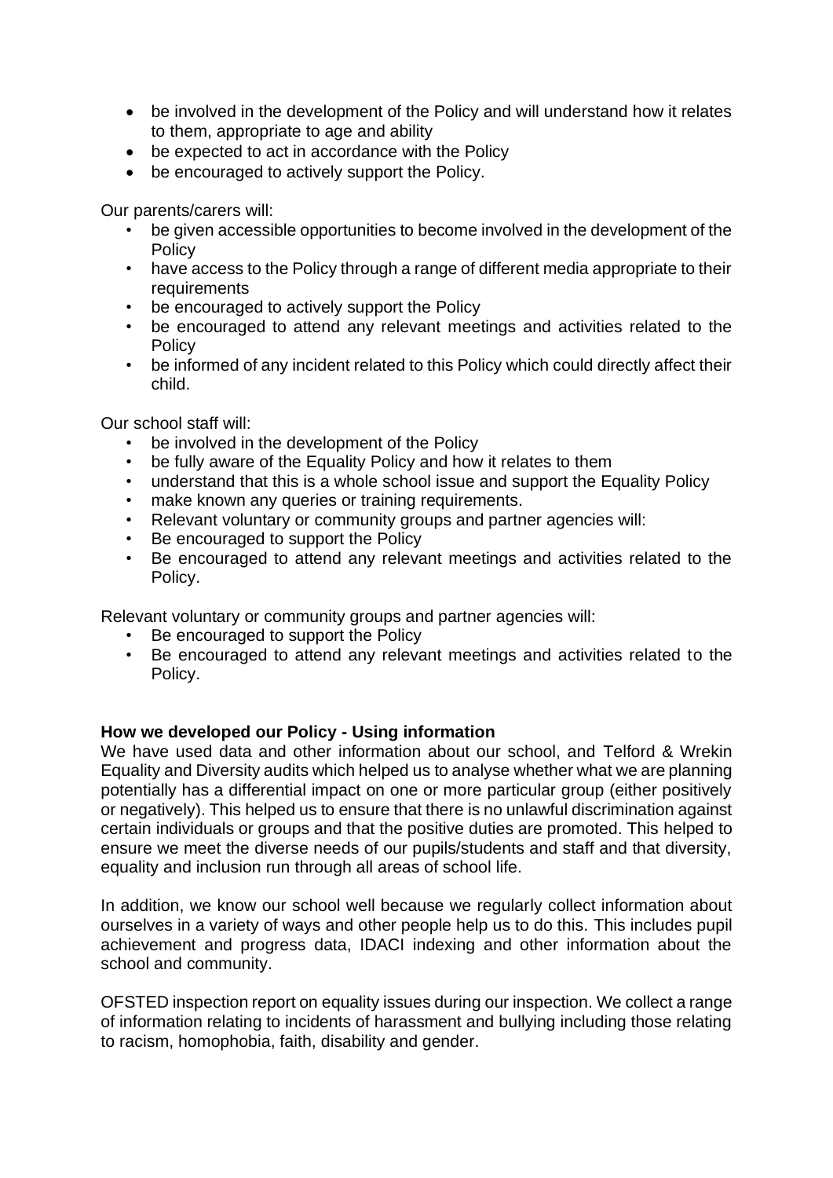- be involved in the development of the Policy and will understand how it relates to them, appropriate to age and ability
- be expected to act in accordance with the Policy
- be encouraged to actively support the Policy.

Our parents/carers will:

- be given accessible opportunities to become involved in the development of the Policy
- have access to the Policy through a range of different media appropriate to their requirements
- be encouraged to actively support the Policy
- be encouraged to attend any relevant meetings and activities related to the Policy
- be informed of any incident related to this Policy which could directly affect their child.

Our school staff will:

- be involved in the development of the Policy
- be fully aware of the Equality Policy and how it relates to them
- understand that this is a whole school issue and support the Equality Policy
- make known any queries or training requirements.
- Relevant voluntary or community groups and partner agencies will:
- Be encouraged to support the Policy
- Be encouraged to attend any relevant meetings and activities related to the Policy.

Relevant voluntary or community groups and partner agencies will:

- Be encouraged to support the Policy
- Be encouraged to attend any relevant meetings and activities related to the Policy.

**How we developed our Policy - Using information**

We have used data and other information about our school, and Telford & Wrekin Equality and Diversity audits which helped us to analyse whether what we are planning potentially has a differential impact on one or more particular group (either positively or negatively). This helped us to ensure that there is no unlawful discrimination against certain individuals or groups and that the positive duties are promoted. This helped to ensure we meet the diverse needs of our pupils/students and staff and that diversity, equality and inclusion run through all areas of school life.

In addition, we know our school well because we regularly collect information about ourselves in a variety of ways and other people help us to do this. This includes pupil achievement and progress data, IDACI indexing and other information about the school and community.

OFSTED inspection report on equality issues during our inspection. We collect a range of information relating to incidents of harassment and bullying including those relating to racism, homophobia, faith, disability and gender.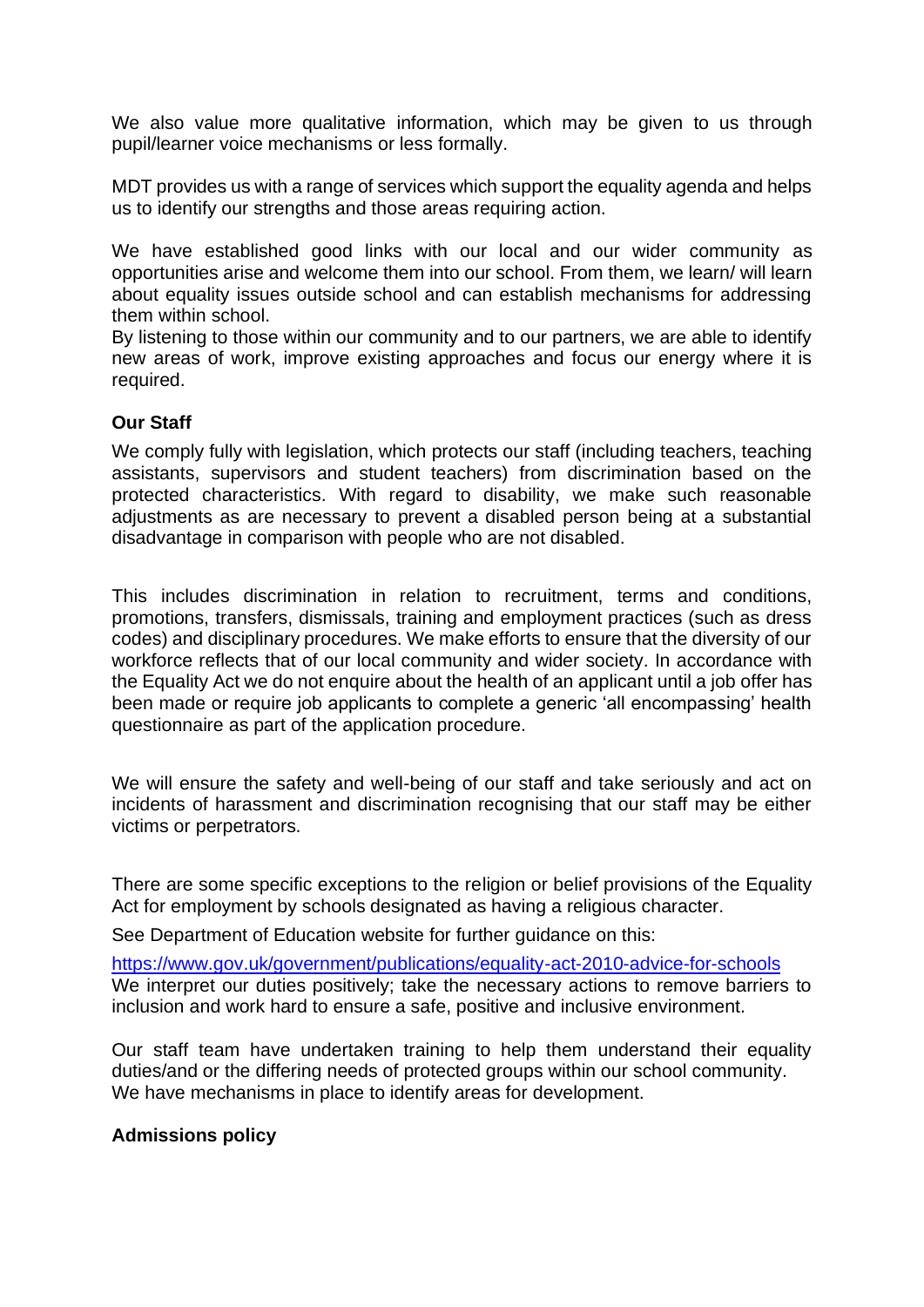We also value more qualitative information, which may be given to us through pupil/learner voice mechanisms or less formally.

MDT provides us with a range of services which support the equality agenda and helps us to identify our strengths and those areas requiring action.

We have established good links with our local and our wider community as opportunities arise and welcome them into our school. From them, we learn/ will learn about equality issues outside school and can establish mechanisms for addressing them within school.
By listening to those within our community and to our partners, we are able to identify new areas of work, improve existing approaches and focus our energy where it is required.

**Our Staff**

We comply fully with legislation, which protects our staff (including teachers, teaching assistants, supervisors and student teachers) from discrimination based on the protected characteristics. With regard to disability, we make such reasonable adjustments as are necessary to prevent a disabled person being at a substantial disadvantage in comparison with people who are not disabled.

This includes discrimination in relation to recruitment, terms and conditions, promotions, transfers, dismissals, training and employment practices (such as dress codes) and disciplinary procedures. We make efforts to ensure that the diversity of our workforce reflects that of our local community and wider society. In accordance with the Equality Act we do not enquire about the health of an applicant until a job offer has been made or require job applicants to complete a generic 'all encompassing' health questionnaire as part of the application procedure.

We will ensure the safety and well-being of our staff and take seriously and act on incidents of harassment and discrimination recognising that our staff may be either victims or perpetrators.

There are some specific exceptions to the religion or belief provisions of the Equality Act for employment by schools designated as having a religious character.

See Department of Education website for further guidance on this:

https://www.gov.uk/government/publications/equality-act-2010-advice-for-schools
We interpret our duties positively; take the necessary actions to remove barriers to inclusion and work hard to ensure a safe, positive and inclusive environment.

Our staff team have undertaken training to help them understand their equality duties/and or the differing needs of protected groups within our school community.
We have mechanisms in place to identify areas for development.

**Admissions policy**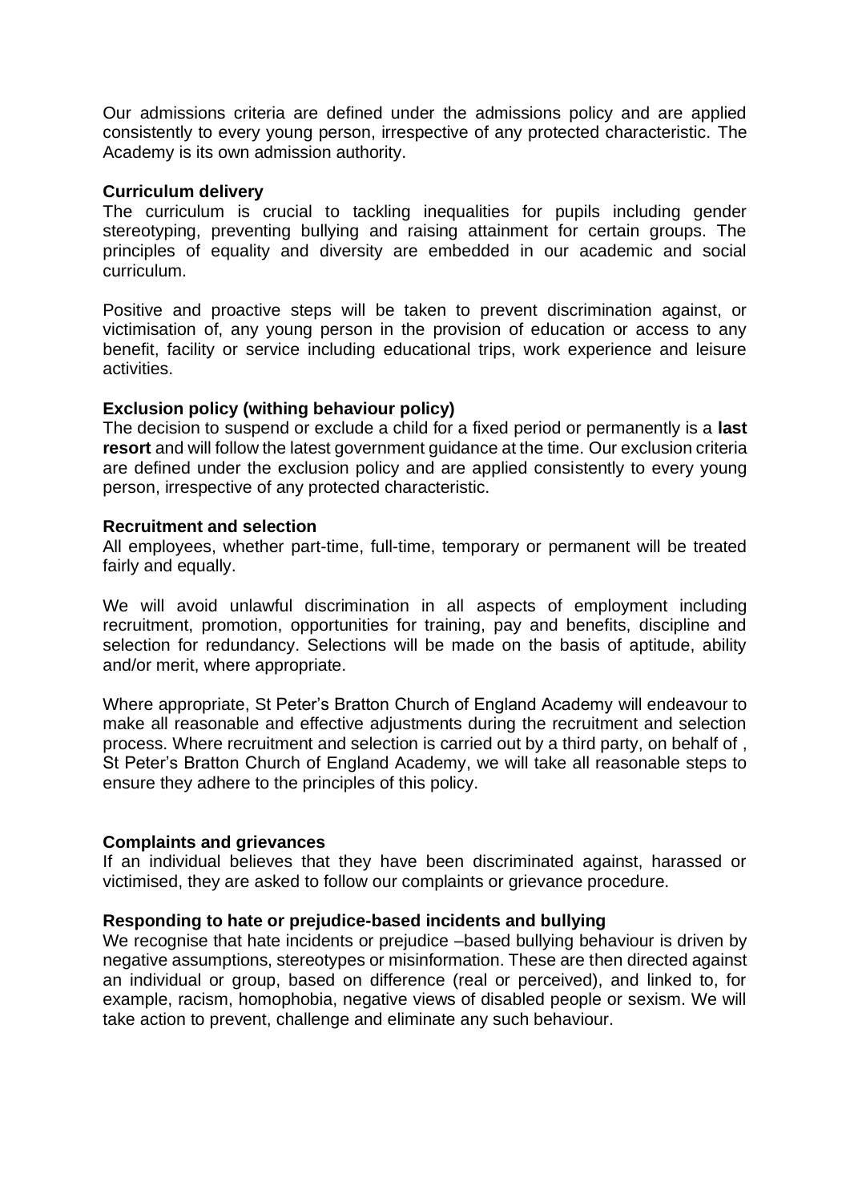Our admissions criteria are defined under the admissions policy and are applied consistently to every young person, irrespective of any protected characteristic. The Academy is its own admission authority.

**Curriculum delivery**

The curriculum is crucial to tackling inequalities for pupils including gender stereotyping, preventing bullying and raising attainment for certain groups. The principles of equality and diversity are embedded in our academic and social curriculum.

Positive and proactive steps will be taken to prevent discrimination against, or victimisation of, any young person in the provision of education or access to any benefit, facility or service including educational trips, work experience and leisure activities.

**Exclusion policy (withing behaviour policy)**

The decision to suspend or exclude a child for a fixed period or permanently is a **last resort** and will follow the latest government guidance at the time. Our exclusion criteria are defined under the exclusion policy and are applied consistently to every young person, irrespective of any protected characteristic.

**Recruitment and selection**

All employees, whether part-time, full-time, temporary or permanent will be treated fairly and equally.

We will avoid unlawful discrimination in all aspects of employment including recruitment, promotion, opportunities for training, pay and benefits, discipline and selection for redundancy. Selections will be made on the basis of aptitude, ability and/or merit, where appropriate.

Where appropriate, St Peter's Bratton Church of England Academy will endeavour to make all reasonable and effective adjustments during the recruitment and selection process. Where recruitment and selection is carried out by a third party, on behalf of , St Peter's Bratton Church of England Academy, we will take all reasonable steps to ensure they adhere to the principles of this policy.

**Complaints and grievances**

If an individual believes that they have been discriminated against, harassed or victimised, they are asked to follow our complaints or grievance procedure.

**Responding to hate or prejudice-based incidents and bullying**

We recognise that hate incidents or prejudice –based bullying behaviour is driven by negative assumptions, stereotypes or misinformation. These are then directed against an individual or group, based on difference (real or perceived), and linked to, for example, racism, homophobia, negative views of disabled people or sexism. We will take action to prevent, challenge and eliminate any such behaviour.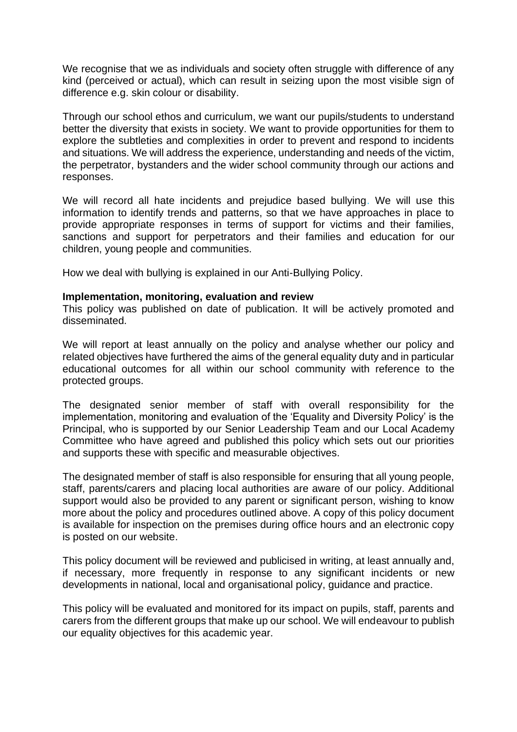We recognise that we as individuals and society often struggle with difference of any kind (perceived or actual), which can result in seizing upon the most visible sign of difference e.g. skin colour or disability.

Through our school ethos and curriculum, we want our pupils/students to understand better the diversity that exists in society. We want to provide opportunities for them to explore the subtleties and complexities in order to prevent and respond to incidents and situations. We will address the experience, understanding and needs of the victim, the perpetrator, bystanders and the wider school community through our actions and responses.

We will record all hate incidents and prejudice based bullying. We will use this information to identify trends and patterns, so that we have approaches in place to provide appropriate responses in terms of support for victims and their families, sanctions and support for perpetrators and their families and education for our children, young people and communities.

How we deal with bullying is explained in our Anti-Bullying Policy.

**Implementation, monitoring, evaluation and review**

This policy was published on date of publication. It will be actively promoted and disseminated.

We will report at least annually on the policy and analyse whether our policy and related objectives have furthered the aims of the general equality duty and in particular educational outcomes for all within our school community with reference to the protected groups.

The designated senior member of staff with overall responsibility for the implementation, monitoring and evaluation of the 'Equality and Diversity Policy' is the Principal, who is supported by our Senior Leadership Team and our Local Academy Committee who have agreed and published this policy which sets out our priorities and supports these with specific and measurable objectives.

The designated member of staff is also responsible for ensuring that all young people, staff, parents/carers and placing local authorities are aware of our policy. Additional support would also be provided to any parent or significant person, wishing to know more about the policy and procedures outlined above. A copy of this policy document is available for inspection on the premises during office hours and an electronic copy is posted on our website.

This policy document will be reviewed and publicised in writing, at least annually and, if necessary, more frequently in response to any significant incidents or new developments in national, local and organisational policy, guidance and practice.

This policy will be evaluated and monitored for its impact on pupils, staff, parents and carers from the different groups that make up our school. We will endeavour to publish our equality objectives for this academic year.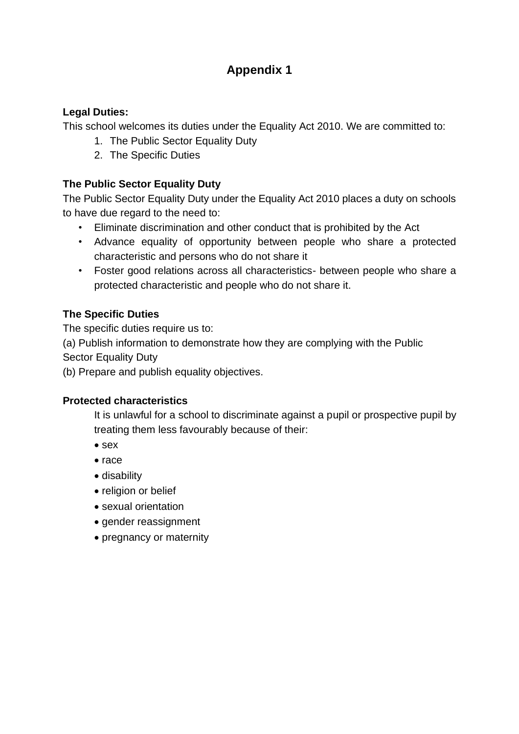# Appendix 1

**Legal Duties:**

This school welcomes its duties under the Equality Act 2010. We are committed to:

1. The Public Sector Equality Duty
2. The Specific Duties

**The Public Sector Equality Duty**

The Public Sector Equality Duty under the Equality Act 2010 places a duty on schools to have due regard to the need to:

- Eliminate discrimination and other conduct that is prohibited by the Act
- Advance equality of opportunity between people who share a protected characteristic and persons who do not share it
- Foster good relations across all characteristics- between people who share a protected characteristic and people who do not share it.

**The Specific Duties**

The specific duties require us to:

(a) Publish information to demonstrate how they are complying with the Public Sector Equality Duty

(b) Prepare and publish equality objectives.

**Protected characteristics**

It is unlawful for a school to discriminate against a pupil or prospective pupil by treating them less favourably because of their:

- sex
- race
- disability
- religion or belief
- sexual orientation
- gender reassignment
- pregnancy or maternity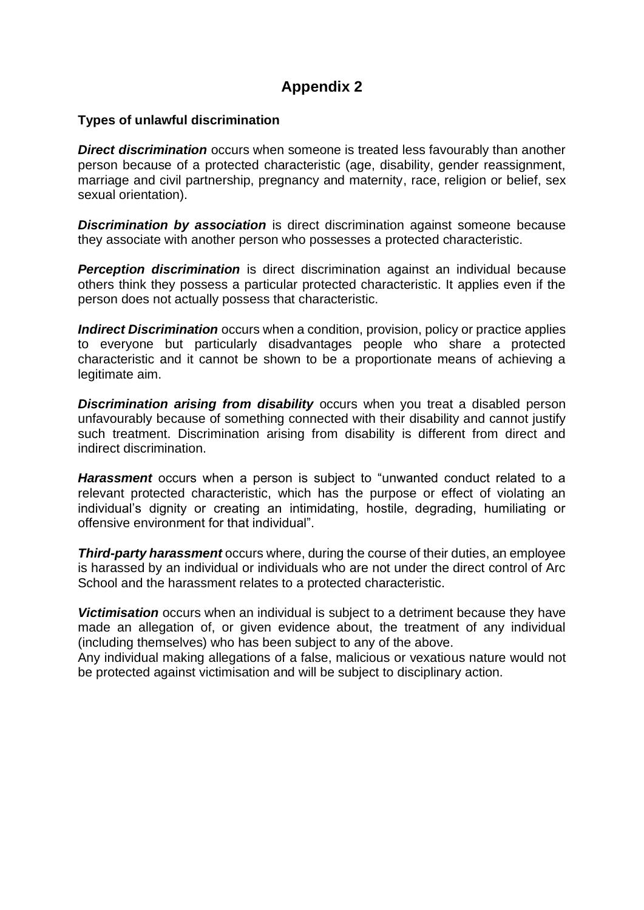# Appendix 2

**Types of unlawful discrimination**

***Direct discrimination*** occurs when someone is treated less favourably than another person because of a protected characteristic (age, disability, gender reassignment, marriage and civil partnership, pregnancy and maternity, race, religion or belief, sex sexual orientation).

***Discrimination by association*** is direct discrimination against someone because they associate with another person who possesses a protected characteristic.

***Perception discrimination*** is direct discrimination against an individual because others think they possess a particular protected characteristic. It applies even if the person does not actually possess that characteristic.

***Indirect Discrimination*** occurs when a condition, provision, policy or practice applies to everyone but particularly disadvantages people who share a protected characteristic and it cannot be shown to be a proportionate means of achieving a legitimate aim.

***Discrimination arising from disability*** occurs when you treat a disabled person unfavourably because of something connected with their disability and cannot justify such treatment. Discrimination arising from disability is different from direct and indirect discrimination.

***Harassment*** occurs when a person is subject to "unwanted conduct related to a relevant protected characteristic, which has the purpose or effect of violating an individual's dignity or creating an intimidating, hostile, degrading, humiliating or offensive environment for that individual".

***Third-party harassment*** occurs where, during the course of their duties, an employee is harassed by an individual or individuals who are not under the direct control of Arc School and the harassment relates to a protected characteristic.

***Victimisation*** occurs when an individual is subject to a detriment because they have made an allegation of, or given evidence about, the treatment of any individual (including themselves) who has been subject to any of the above.
Any individual making allegations of a false, malicious or vexatious nature would not be protected against victimisation and will be subject to disciplinary action.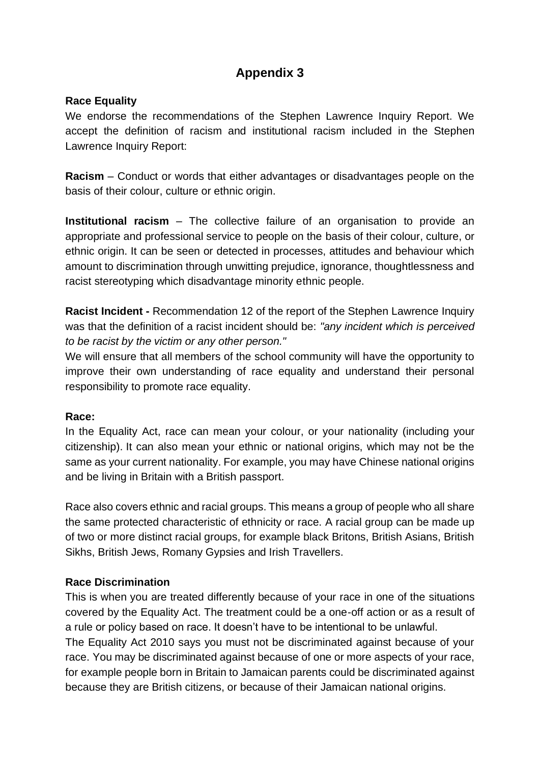# Appendix 3

**Race Equality**
We endorse the recommendations of the Stephen Lawrence Inquiry Report. We accept the definition of racism and institutional racism included in the Stephen Lawrence Inquiry Report:

**Racism** – Conduct or words that either advantages or disadvantages people on the basis of their colour, culture or ethnic origin.

**Institutional racism** – The collective failure of an organisation to provide an appropriate and professional service to people on the basis of their colour, culture, or ethnic origin. It can be seen or detected in processes, attitudes and behaviour which amount to discrimination through unwitting prejudice, ignorance, thoughtlessness and racist stereotyping which disadvantage minority ethnic people.

**Racist Incident -** Recommendation 12 of the report of the Stephen Lawrence Inquiry was that the definition of a racist incident should be: *"any incident which is perceived to be racist by the victim or any other person."*
We will ensure that all members of the school community will have the opportunity to improve their own understanding of race equality and understand their personal responsibility to promote race equality.

**Race:**
In the Equality Act, race can mean your colour, or your nationality (including your citizenship). It can also mean your ethnic or national origins, which may not be the same as your current nationality. For example, you may have Chinese national origins and be living in Britain with a British passport.

Race also covers ethnic and racial groups. This means a group of people who all share the same protected characteristic of ethnicity or race. A racial group can be made up of two or more distinct racial groups, for example black Britons, British Asians, British Sikhs, British Jews, Romany Gypsies and Irish Travellers.

**Race Discrimination**
This is when you are treated differently because of your race in one of the situations covered by the Equality Act. The treatment could be a one-off action or as a result of a rule or policy based on race. It doesn't have to be intentional to be unlawful.
The Equality Act 2010 says you must not be discriminated against because of your race. You may be discriminated against because of one or more aspects of your race, for example people born in Britain to Jamaican parents could be discriminated against because they are British citizens, or because of their Jamaican national origins.